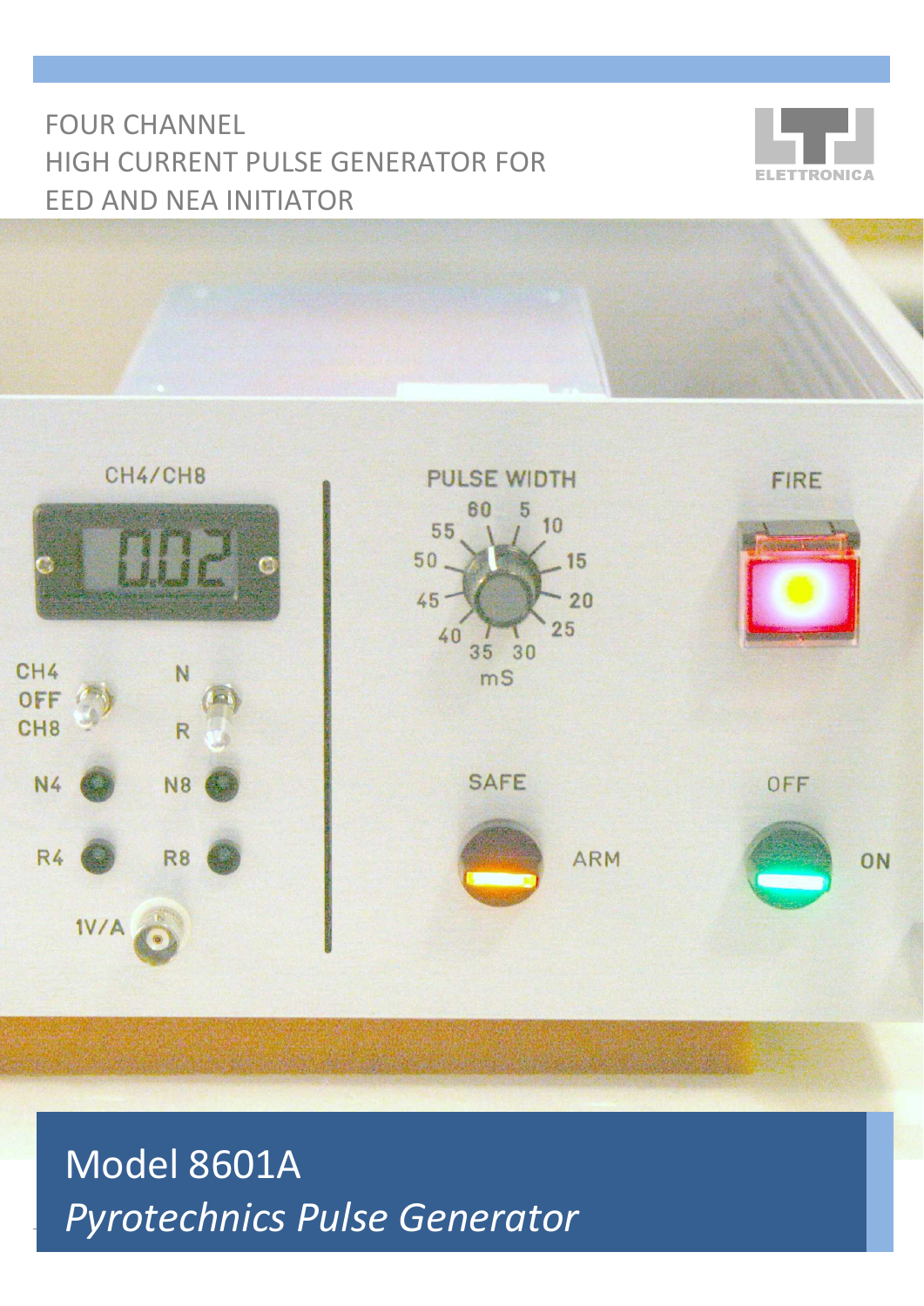FOUR CHANNEL
HIGH CURRENT PULSE GENERATOR FOR
EED AND NEA INITIATOR

# Model 8601A

## *Pyrotechnics Pulse Generator*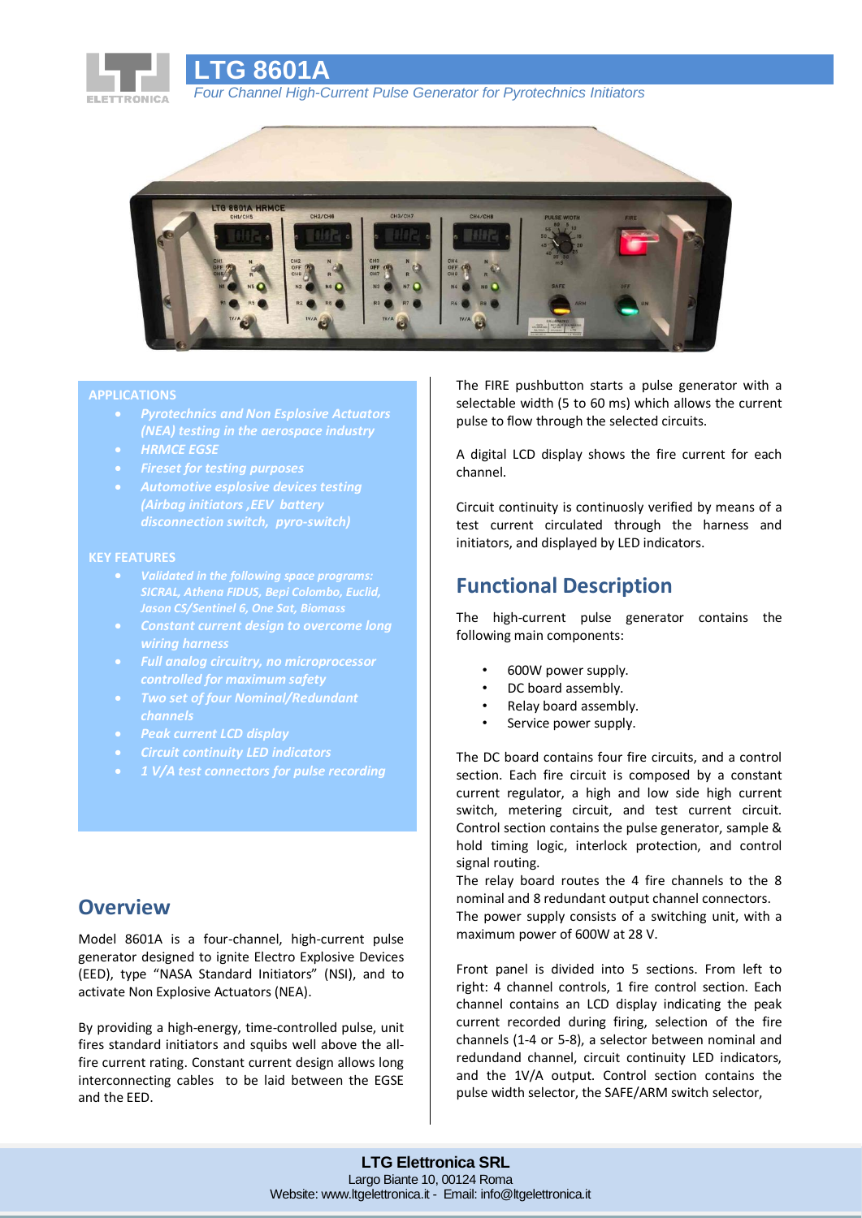# LTG 8601A

*Four Channel High-Current Pulse Generator for Pyrotechnics Initiators*

**APPLICATIONS**

- *Pyrotechnics and Non Explosive Actuators (NEA) testing in the aerospace industry*
- *HRMCE EGSE*
- *Fireset for testing purposes*
- *Automotive esplosive devices testing (Airbag initiators ,EEV battery disconnection switch, pyro-switch)*

**KEY FEATURES**

- *Validated in the following space programs: SICRAL, Athena FIDUS, Bepi Colombo, Euclid, Jason CS/Sentinel 6, One Sat, Biomass*
- *Constant current design to overcome long wiring harness*
- *Full analog circuitry, no microprocessor controlled for maximum safety*
- *Two set of four Nominal/Redundant channels*
- *Peak current LCD display*
- *Circuit continuity LED indicators*
- *1 V/A test connectors for pulse recording*

## Overview

Model 8601A is a four-channel, high-current pulse generator designed to ignite Electro Explosive Devices (EED), type "NASA Standard Initiators" (NSI), and to activate Non Explosive Actuators (NEA).

By providing a high-energy, time-controlled pulse, unit fires standard initiators and squibs well above the all-fire current rating. Constant current design allows long interconnecting cables to be laid between the EGSE and the EED.

The FIRE pushbutton starts a pulse generator with a selectable width (5 to 60 ms) which allows the current pulse to flow through the selected circuits.

A digital LCD display shows the fire current for each channel.

Circuit continuity is continuosly verified by means of a test current circulated through the harness and initiators, and displayed by LED indicators.

## Functional Description

The high-current pulse generator contains the following main components:

- 600W power supply.
- DC board assembly.
- Relay board assembly.
- Service power supply.

The DC board contains four fire circuits, and a control section. Each fire circuit is composed by a constant current regulator, a high and low side high current switch, metering circuit, and test current circuit. Control section contains the pulse generator, sample & hold timing logic, interlock protection, and control signal routing.

The relay board routes the 4 fire channels to the 8 nominal and 8 redundant output channel connectors.

The power supply consists of a switching unit, with a maximum power of 600W at 28 V.

Front panel is divided into 5 sections. From left to right: 4 channel controls, 1 fire control section. Each channel contains an LCD display indicating the peak current recorded during firing, selection of the fire channels (1-4 or 5-8), a selector between nominal and redundand channel, circuit continuity LED indicators, and the 1V/A output. Control section contains the pulse width selector, the SAFE/ARM switch selector,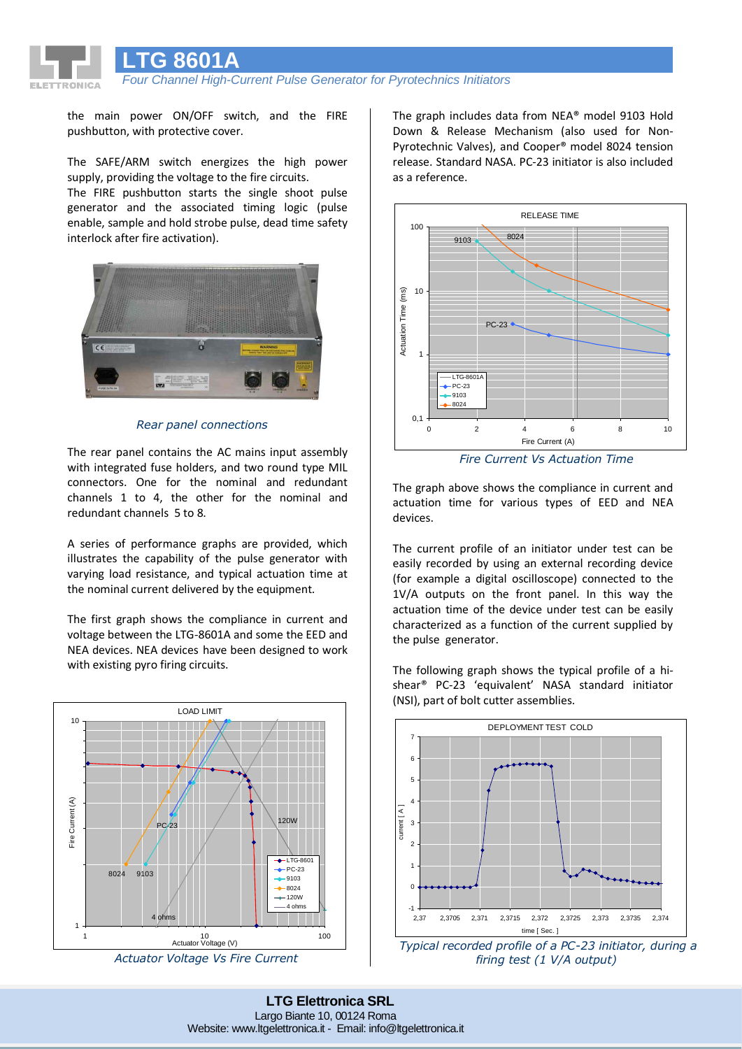the main power ON/OFF switch, and the FIRE pushbutton, with protective cover.

The SAFE/ARM switch energizes the high power supply, providing the voltage to the fire circuits.
The FIRE pushbutton starts the single shoot pulse generator and the associated timing logic (pulse enable, sample and hold strobe pulse, dead time safety interlock after fire activation).

*Rear panel connections*

The rear panel contains the AC mains input assembly with integrated fuse holders, and two round type MIL connectors. One for the nominal and redundant channels 1 to 4, the other for the nominal and redundant channels 5 to 8.

A series of performance graphs are provided, which illustrates the capability of the pulse generator with varying load resistance, and typical actuation time at the nominal current delivered by the equipment.

The first graph shows the compliance in current and voltage between the LTG-8601A and some the EED and NEA devices. NEA devices have been designed to work with existing pyro firing circuits.

*Actuator Voltage Vs Fire Current*

The graph includes data from NEA® model 9103 Hold Down & Release Mechanism (also used for Non-Pyrotechnic Valves), and Cooper® model 8024 tension release. Standard NASA. PC-23 initiator is also included as a reference.

*Fire Current Vs Actuation Time*

The graph above shows the compliance in current and actuation time for various types of EED and NEA devices.

The current profile of an initiator under test can be easily recorded by using an external recording device (for example a digital oscilloscope) connected to the 1V/A outputs on the front panel. In this way the actuation time of the device under test can be easily characterized as a function of the current supplied by the pulse generator.

The following graph shows the typical profile of a hi-shear® PC-23 'equivalent' NASA standard initiator (NSI), part of bolt cutter assemblies.

*Typical recorded profile of a PC-23 initiator, during a firing test (1 V/A output)*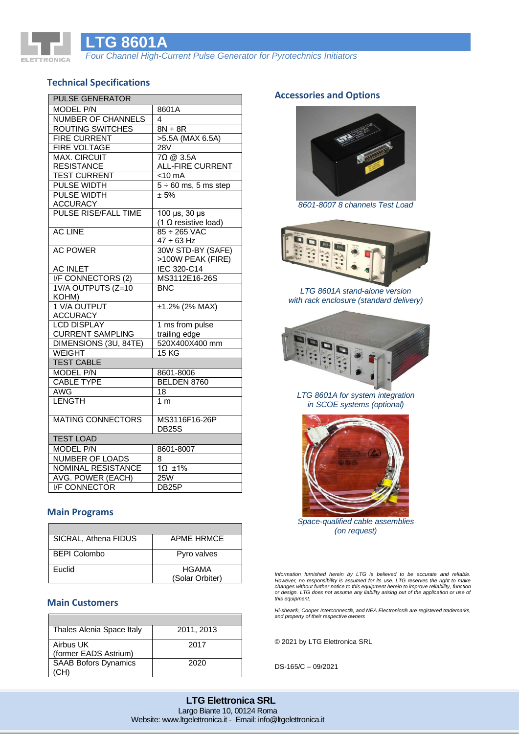# LTG 8601A

*Four Channel High-Current Pulse Generator for Pyrotechnics Initiators*

## Technical Specifications

| PULSE GENERATOR | |
|---|---|
| MODEL P/N | 8601A |
| NUMBER OF CHANNELS | 4 |
| ROUTING SWITCHES | 8N + 8R |
| FIRE CURRENT | >5.5A (MAX 6.5A) |
| FIRE VOLTAGE | 28V |
| MAX. CIRCUIT RESISTANCE | 7Ω @ 3.5A ALL-FIRE CURRENT |
| TEST CURRENT | <10 mA |
| PULSE WIDTH | 5 ÷ 60 ms, 5 ms step |
| PULSE WIDTH ACCURACY | ± 5% |
| PULSE RISE/FALL TIME | 100 µs, 30 µs (1 Ω resistive load) |
| AC LINE | 85 ÷ 265 VAC 47 ÷ 63 Hz |
| AC POWER | 30W STD-BY (SAFE) >100W PEAK (FIRE) |
| AC INLET | IEC 320-C14 |
| I/F CONNECTORS (2) | MS3112E16-26S |
| 1V/A OUTPUTS (Z=10 KOHM) | BNC |
| 1 V/A OUTPUT ACCURACY | ±1.2% (2% MAX) |
| LCD DISPLAY CURRENT SAMPLING | 1 ms from pulse trailing edge |
| DIMENSIONS (3U, 84TE) | 520X400X400 mm |
| WEIGHT | 15 KG |
| **TEST CABLE** | |
| MODEL P/N | 8601-8006 |
| CABLE TYPE | BELDEN 8760 |
| AWG | 18 |
| LENGTH | 1 m |
| MATING CONNECTORS | MS3116F16-26P DB25S |
| **TEST LOAD** | |
| MODEL P/N | 8601-8007 |
| NUMBER OF LOADS | 8 |
| NOMINAL RESISTANCE | 1Ω ±1% |
| AVG. POWER (EACH) | 25W |
| I/F CONNECTOR | DB25P |

## Main Programs

| | |
|---|---|
| SICRAL, Athena FIDUS | APME HRMCE |
| BEPI Colombo | Pyro valves |
| Euclid | HGAMA (Solar Orbiter) |

## Main Customers

| | |
|---|---|
| Thales Alenia Space Italy | 2011, 2013 |
| Airbus UK (former EADS Astrium) | 2017 |
| SAAB Bofors Dynamics (CH) | 2020 |

## Accessories and Options

*8601-8007 8 channels Test Load*

*LTG 8601A stand-alone version with rack enclosure (standard delivery)*

*LTG 8601A for system integration in SCOE systems (optional)*

*Space-qualified cable assemblies (on request)*

*Information furnished herein by LTG is believed to be accurate and reliable. However, no responsibility is assumed for its use. LTG reserves the right to make changes without further notice to this equipment herein to improve reliability, function or design. LTG does not assume any liability arising out of the application or use of this equipment.*

*Hi-shear®, Cooper Interconnect®, and NEA Electronics® are registered trademarks, and property of their respective owners*

© 2021 by LTG Elettronica SRL

DS-165/C – 09/2021

**LTG Elettronica SRL**
Largo Biante 10, 00124 Roma
Website: www.ltgelettronica.it - Email: info@ltgelettronica.it